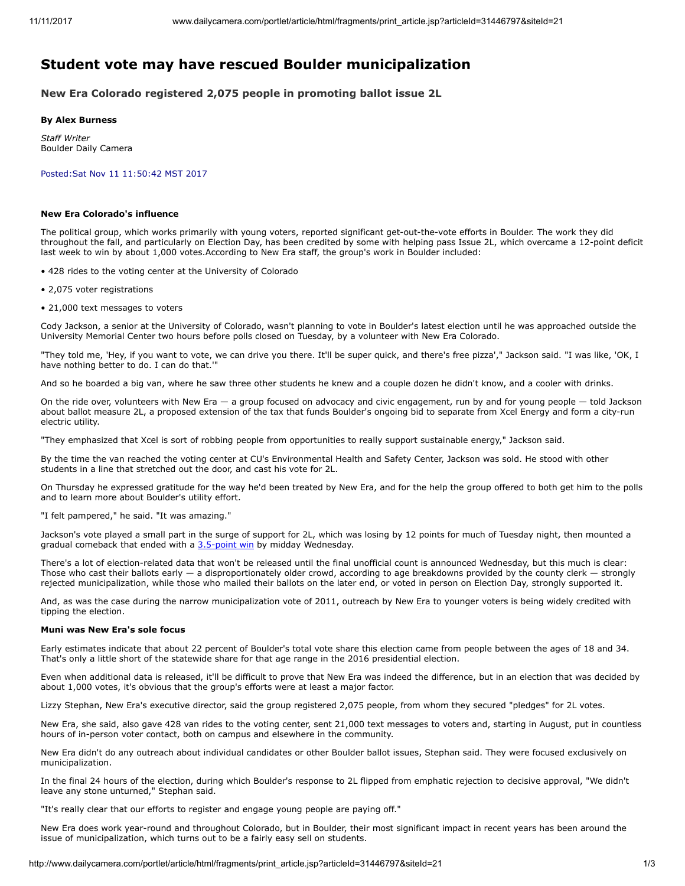# Student vote may have rescued Boulder municipalization

### New Era Colorado registered 2,075 people in promoting ballot issue 2L

**By Alex Burness**

*Staff Writer*
Boulder Daily Camera

Posted:Sat Nov 11 11:50:42 MST 2017

**New Era Colorado's influence**

The political group, which works primarily with young voters, reported significant get-out-the-vote efforts in Boulder. The work they did throughout the fall, and particularly on Election Day, has been credited by some with helping pass Issue 2L, which overcame a 12-point deficit last week to win by about 1,000 votes.According to New Era staff, the group's work in Boulder included:

- 428 rides to the voting center at the University of Colorado
- 2,075 voter registrations
- 21,000 text messages to voters

Cody Jackson, a senior at the University of Colorado, wasn't planning to vote in Boulder's latest election until he was approached outside the University Memorial Center two hours before polls closed on Tuesday, by a volunteer with New Era Colorado.

"They told me, 'Hey, if you want to vote, we can drive you there. It'll be super quick, and there's free pizza'," Jackson said. "I was like, 'OK, I have nothing better to do. I can do that.'"

And so he boarded a big van, where he saw three other students he knew and a couple dozen he didn't know, and a cooler with drinks.

On the ride over, volunteers with New Era — a group focused on advocacy and civic engagement, run by and for young people — told Jackson about ballot measure 2L, a proposed extension of the tax that funds Boulder's ongoing bid to separate from Xcel Energy and form a city-run electric utility.

"They emphasized that Xcel is sort of robbing people from opportunities to really support sustainable energy," Jackson said.

By the time the van reached the voting center at CU's Environmental Health and Safety Center, Jackson was sold. He stood with other students in a line that stretched out the door, and cast his vote for 2L.

On Thursday he expressed gratitude for the way he'd been treated by New Era, and for the help the group offered to both get him to the polls and to learn more about Boulder's utility effort.

"I felt pampered," he said. "It was amazing."

Jackson's vote played a small part in the surge of support for 2L, which was losing by 12 points for much of Tuesday night, then mounted a gradual comeback that ended with a 3.5-point win by midday Wednesday.

There's a lot of election-related data that won't be released until the final unofficial count is announced Wednesday, but this much is clear: Those who cast their ballots early — a disproportionately older crowd, according to age breakdowns provided by the county clerk — strongly rejected municipalization, while those who mailed their ballots on the later end, or voted in person on Election Day, strongly supported it.

And, as was the case during the narrow municipalization vote of 2011, outreach by New Era to younger voters is being widely credited with tipping the election.

**Muni was New Era's sole focus**

Early estimates indicate that about 22 percent of Boulder's total vote share this election came from people between the ages of 18 and 34. That's only a little short of the statewide share for that age range in the 2016 presidential election.

Even when additional data is released, it'll be difficult to prove that New Era was indeed the difference, but in an election that was decided by about 1,000 votes, it's obvious that the group's efforts were at least a major factor.

Lizzy Stephan, New Era's executive director, said the group registered 2,075 people, from whom they secured "pledges" for 2L votes.

New Era, she said, also gave 428 van rides to the voting center, sent 21,000 text messages to voters and, starting in August, put in countless hours of in-person voter contact, both on campus and elsewhere in the community.

New Era didn't do any outreach about individual candidates or other Boulder ballot issues, Stephan said. They were focused exclusively on municipalization.

In the final 24 hours of the election, during which Boulder's response to 2L flipped from emphatic rejection to decisive approval, "We didn't leave any stone unturned," Stephan said.

"It's really clear that our efforts to register and engage young people are paying off."

New Era does work year-round and throughout Colorado, but in Boulder, their most significant impact in recent years has been around the issue of municipalization, which turns out to be a fairly easy sell on students.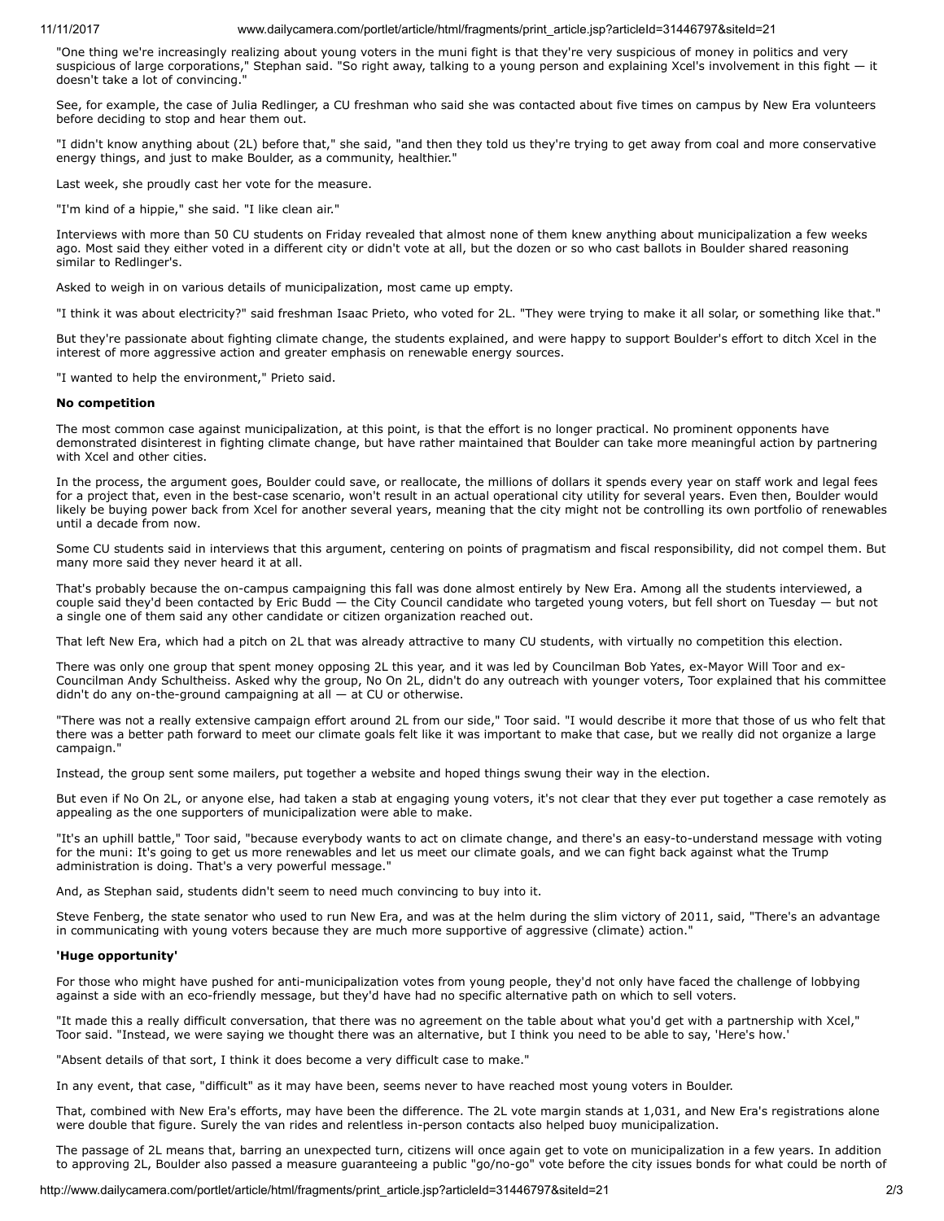"One thing we're increasingly realizing about young voters in the muni fight is that they're very suspicious of money in politics and very suspicious of large corporations," Stephan said. "So right away, talking to a young person and explaining Xcel's involvement in this fight — it doesn't take a lot of convincing."

See, for example, the case of Julia Redlinger, a CU freshman who said she was contacted about five times on campus by New Era volunteers before deciding to stop and hear them out.

"I didn't know anything about (2L) before that," she said, "and then they told us they're trying to get away from coal and more conservative energy things, and just to make Boulder, as a community, healthier."

Last week, she proudly cast her vote for the measure.

"I'm kind of a hippie," she said. "I like clean air."

Interviews with more than 50 CU students on Friday revealed that almost none of them knew anything about municipalization a few weeks ago. Most said they either voted in a different city or didn't vote at all, but the dozen or so who cast ballots in Boulder shared reasoning similar to Redlinger's.

Asked to weigh in on various details of municipalization, most came up empty.

"I think it was about electricity?" said freshman Isaac Prieto, who voted for 2L. "They were trying to make it all solar, or something like that."

But they're passionate about fighting climate change, the students explained, and were happy to support Boulder's effort to ditch Xcel in the interest of more aggressive action and greater emphasis on renewable energy sources.

"I wanted to help the environment," Prieto said.

**No competition**

The most common case against municipalization, at this point, is that the effort is no longer practical. No prominent opponents have demonstrated disinterest in fighting climate change, but have rather maintained that Boulder can take more meaningful action by partnering with Xcel and other cities.

In the process, the argument goes, Boulder could save, or reallocate, the millions of dollars it spends every year on staff work and legal fees for a project that, even in the best-case scenario, won't result in an actual operational city utility for several years. Even then, Boulder would likely be buying power back from Xcel for another several years, meaning that the city might not be controlling its own portfolio of renewables until a decade from now.

Some CU students said in interviews that this argument, centering on points of pragmatism and fiscal responsibility, did not compel them. But many more said they never heard it at all.

That's probably because the on-campus campaigning this fall was done almost entirely by New Era. Among all the students interviewed, a couple said they'd been contacted by Eric Budd — the City Council candidate who targeted young voters, but fell short on Tuesday — but not a single one of them said any other candidate or citizen organization reached out.

That left New Era, which had a pitch on 2L that was already attractive to many CU students, with virtually no competition this election.

There was only one group that spent money opposing 2L this year, and it was led by Councilman Bob Yates, ex-Mayor Will Toor and ex-Councilman Andy Schultheiss. Asked why the group, No On 2L, didn't do any outreach with younger voters, Toor explained that his committee didn't do any on-the-ground campaigning at all — at CU or otherwise.

"There was not a really extensive campaign effort around 2L from our side," Toor said. "I would describe it more that those of us who felt that there was a better path forward to meet our climate goals felt like it was important to make that case, but we really did not organize a large campaign."

Instead, the group sent some mailers, put together a website and hoped things swung their way in the election.

But even if No On 2L, or anyone else, had taken a stab at engaging young voters, it's not clear that they ever put together a case remotely as appealing as the one supporters of municipalization were able to make.

"It's an uphill battle," Toor said, "because everybody wants to act on climate change, and there's an easy-to-understand message with voting for the muni: It's going to get us more renewables and let us meet our climate goals, and we can fight back against what the Trump administration is doing. That's a very powerful message."

And, as Stephan said, students didn't seem to need much convincing to buy into it.

Steve Fenberg, the state senator who used to run New Era, and was at the helm during the slim victory of 2011, said, "There's an advantage in communicating with young voters because they are much more supportive of aggressive (climate) action."

**'Huge opportunity'**

For those who might have pushed for anti-municipalization votes from young people, they'd not only have faced the challenge of lobbying against a side with an eco-friendly message, but they'd have had no specific alternative path on which to sell voters.

"It made this a really difficult conversation, that there was no agreement on the table about what you'd get with a partnership with Xcel," Toor said. "Instead, we were saying we thought there was an alternative, but I think you need to be able to say, 'Here's how.'

"Absent details of that sort, I think it does become a very difficult case to make."

In any event, that case, "difficult" as it may have been, seems never to have reached most young voters in Boulder.

That, combined with New Era's efforts, may have been the difference. The 2L vote margin stands at 1,031, and New Era's registrations alone were double that figure. Surely the van rides and relentless in-person contacts also helped buoy municipalization.

The passage of 2L means that, barring an unexpected turn, citizens will once again get to vote on municipalization in a few years. In addition to approving 2L, Boulder also passed a measure guaranteeing a public "go/no-go" vote before the city issues bonds for what could be north of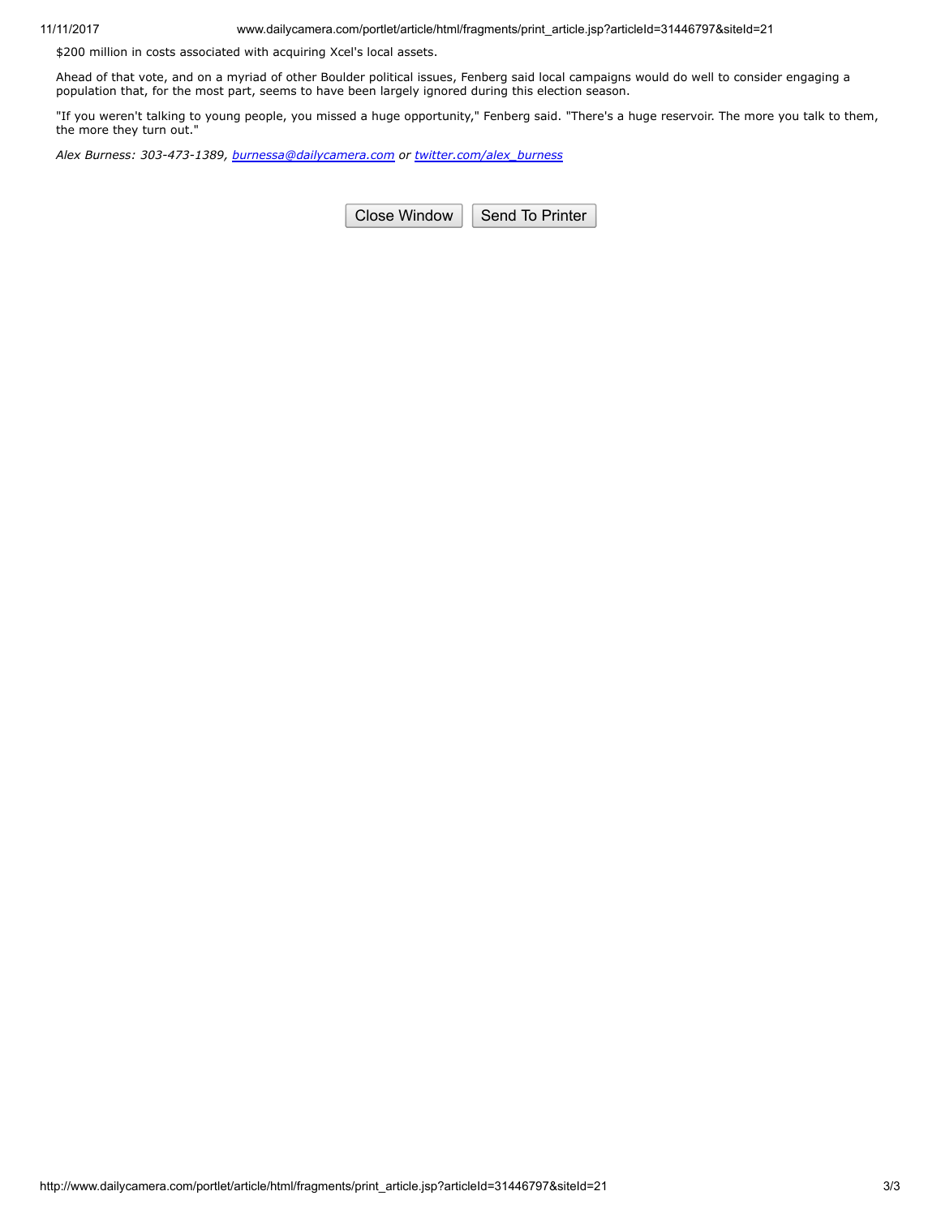$200 million in costs associated with acquiring Xcel's local assets.

Ahead of that vote, and on a myriad of other Boulder political issues, Fenberg said local campaigns would do well to consider engaging a population that, for the most part, seems to have been largely ignored during this election season.

"If you weren't talking to young people, you missed a huge opportunity," Fenberg said. "There's a huge reservoir. The more you talk to them, the more they turn out."

*Alex Burness: 303-473-1389, burnessa@dailycamera.com or twitter.com/alex_burness*